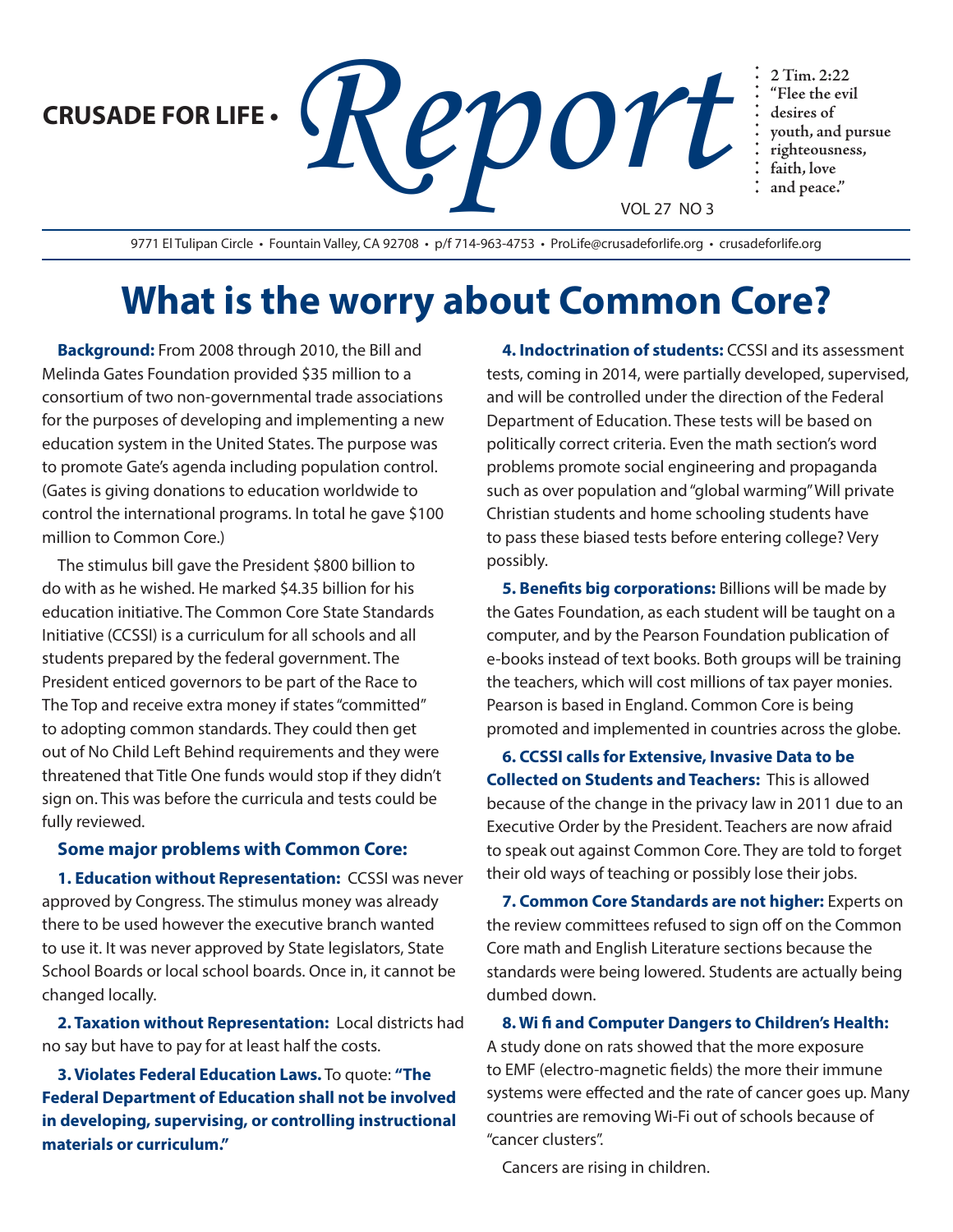CRUSADE FOR LIFE • *Report*

VOL 27 NO 3

**2 Tim. 2:22 "Flee the evil desires of youth, and pursue righteousness, faith, love and peace."**

9771 El Tulipan Circle • Fountain Valley, CA 92708 • p/f 714-963-4753 • ProLife@crusadeforlife.org • crusadeforlife.org

# What is the worry about Common Core?

**Background:** From 2008 through 2010, the Bill and Melinda Gates Foundation provided $35 million to a consortium of two non-governmental trade associations for the purposes of developing and implementing a new education system in the United States. The purpose was to promote Gate's agenda including population control. (Gates is giving donations to education worldwide to control the international programs. In total he gave $100 million to Common Core.)

The stimulus bill gave the President $800 billion to do with as he wished. He marked $4.35 billion for his education initiative. The Common Core State Standards Initiative (CCSSI) is a curriculum for all schools and all students prepared by the federal government. The President enticed governors to be part of the Race to The Top and receive extra money if states "committed" to adopting common standards. They could then get out of No Child Left Behind requirements and they were threatened that Title One funds would stop if they didn't sign on. This was before the curricula and tests could be fully reviewed.

### Some major problems with Common Core:

**1. Education without Representation:** CCSSI was never approved by Congress. The stimulus money was already there to be used however the executive branch wanted to use it. It was never approved by State legislators, State School Boards or local school boards. Once in, it cannot be changed locally.

**2. Taxation without Representation:** Local districts had no say but have to pay for at least half the costs.

**3. Violates Federal Education Laws.** To quote: **"The Federal Department of Education shall not be involved in developing, supervising, or controlling instructional materials or curriculum."**

**4. Indoctrination of students:** CCSSI and its assessment tests, coming in 2014, were partially developed, supervised, and will be controlled under the direction of the Federal Department of Education. These tests will be based on politically correct criteria. Even the math section's word problems promote social engineering and propaganda such as over population and "global warming" Will private Christian students and home schooling students have to pass these biased tests before entering college? Very possibly.

**5. Benefits big corporations:** Billions will be made by the Gates Foundation, as each student will be taught on a computer, and by the Pearson Foundation publication of e-books instead of text books. Both groups will be training the teachers, which will cost millions of tax payer monies. Pearson is based in England. Common Core is being promoted and implemented in countries across the globe.

**6. CCSSI calls for Extensive, Invasive Data to be Collected on Students and Teachers:** This is allowed because of the change in the privacy law in 2011 due to an Executive Order by the President. Teachers are now afraid to speak out against Common Core. They are told to forget their old ways of teaching or possibly lose their jobs.

**7. Common Core Standards are not higher:** Experts on the review committees refused to sign off on the Common Core math and English Literature sections because the standards were being lowered. Students are actually being dumbed down.

**8. Wi fi and Computer Dangers to Children's Health:** A study done on rats showed that the more exposure to EMF (electro-magnetic fields) the more their immune systems were effected and the rate of cancer goes up. Many countries are removing Wi-Fi out of schools because of "cancer clusters".

Cancers are rising in children.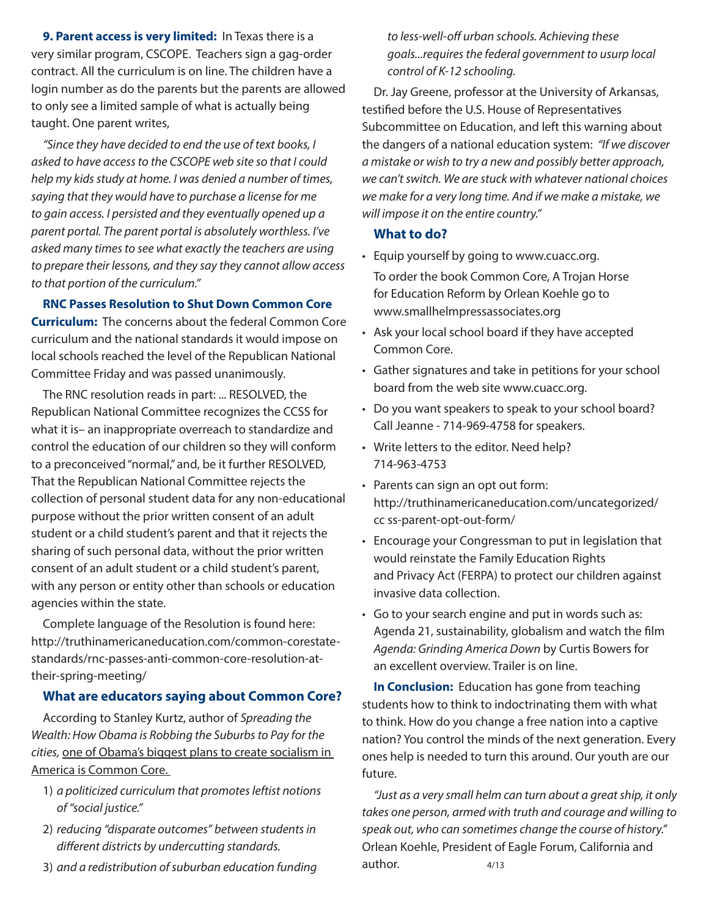**9. Parent access is very limited:** In Texas there is a very similar program, CSCOPE. Teachers sign a gag-order contract. All the curriculum is on line. The children have a login number as do the parents but the parents are allowed to only see a limited sample of what is actually being taught. One parent writes,

*"Since they have decided to end the use of text books, I asked to have access to the CSCOPE web site so that I could help my kids study at home. I was denied a number of times, saying that they would have to purchase a license for me to gain access. I persisted and they eventually opened up a parent portal. The parent portal is absolutely worthless. I've asked many times to see what exactly the teachers are using to prepare their lessons, and they say they cannot allow access to that portion of the curriculum."*

**RNC Passes Resolution to Shut Down Common Core Curriculum:** The concerns about the federal Common Core curriculum and the national standards it would impose on local schools reached the level of the Republican National Committee Friday and was passed unanimously.

The RNC resolution reads in part: ... RESOLVED, the Republican National Committee recognizes the CCSS for what it is– an inappropriate overreach to standardize and control the education of our children so they will conform to a preconceived "normal," and, be it further RESOLVED, That the Republican National Committee rejects the collection of personal student data for any non-educational purpose without the prior written consent of an adult student or a child student's parent and that it rejects the sharing of such personal data, without the prior written consent of an adult student or a child student's parent, with any person or entity other than schools or education agencies within the state.

Complete language of the Resolution is found here: http://truthinamericaneducation.com/common-corestate-standards/rnc-passes-anti-common-core-resolution-at-their-spring-meeting/

### What are educators saying about Common Core?

According to Stanley Kurtz, author of *Spreading the Wealth: How Obama is Robbing the Suburbs to Pay for the cities,* <u>one of Obama's biggest plans to create socialism in America is Common Core.</u>

1) *a politicized curriculum that promotes leftist notions of "social justice."*
2) *reducing "disparate outcomes" between students in different districts by undercutting standards.*
3) *and a redistribution of suburban education funding to less-well-off urban schools. Achieving these goals...requires the federal government to usurp local control of K-12 schooling.*

Dr. Jay Greene, professor at the University of Arkansas, testified before the U.S. House of Representatives Subcommittee on Education, and left this warning about the dangers of a national education system: *"If we discover a mistake or wish to try a new and possibly better approach, we can't switch. We are stuck with whatever national choices we make for a very long time. And if we make a mistake, we will impose it on the entire country."*

### What to do?

- Equip yourself by going to www.cuacc.org.
  To order the book Common Core, A Trojan Horse for Education Reform by Orlean Koehle go to www.smallhelmpressassociates.org
- Ask your local school board if they have accepted Common Core.
- Gather signatures and take in petitions for your school board from the web site www.cuacc.org.
- Do you want speakers to speak to your school board? Call Jeanne - 714-969-4758 for speakers.
- Write letters to the editor. Need help? 714-963-4753
- Parents can sign an opt out form: http://truthinamericaneducation.com/uncategorized/cc ss-parent-opt-out-form/
- Encourage your Congressman to put in legislation that would reinstate the Family Education Rights and Privacy Act (FERPA) to protect our children against invasive data collection.
- Go to your search engine and put in words such as: Agenda 21, sustainability, globalism and watch the film *Agenda: Grinding America Down* by Curtis Bowers for an excellent overview. Trailer is on line.

**In Conclusion:** Education has gone from teaching students how to think to indoctrinating them with what to think. How do you change a free nation into a captive nation? You control the minds of the next generation. Every ones help is needed to turn this around. Our youth are our future.

*"Just as a very small helm can turn about a great ship, it only takes one person, armed with truth and courage and willing to speak out, who can sometimes change the course of history."* Orlean Koehle, President of Eagle Forum, California and author.

4/13